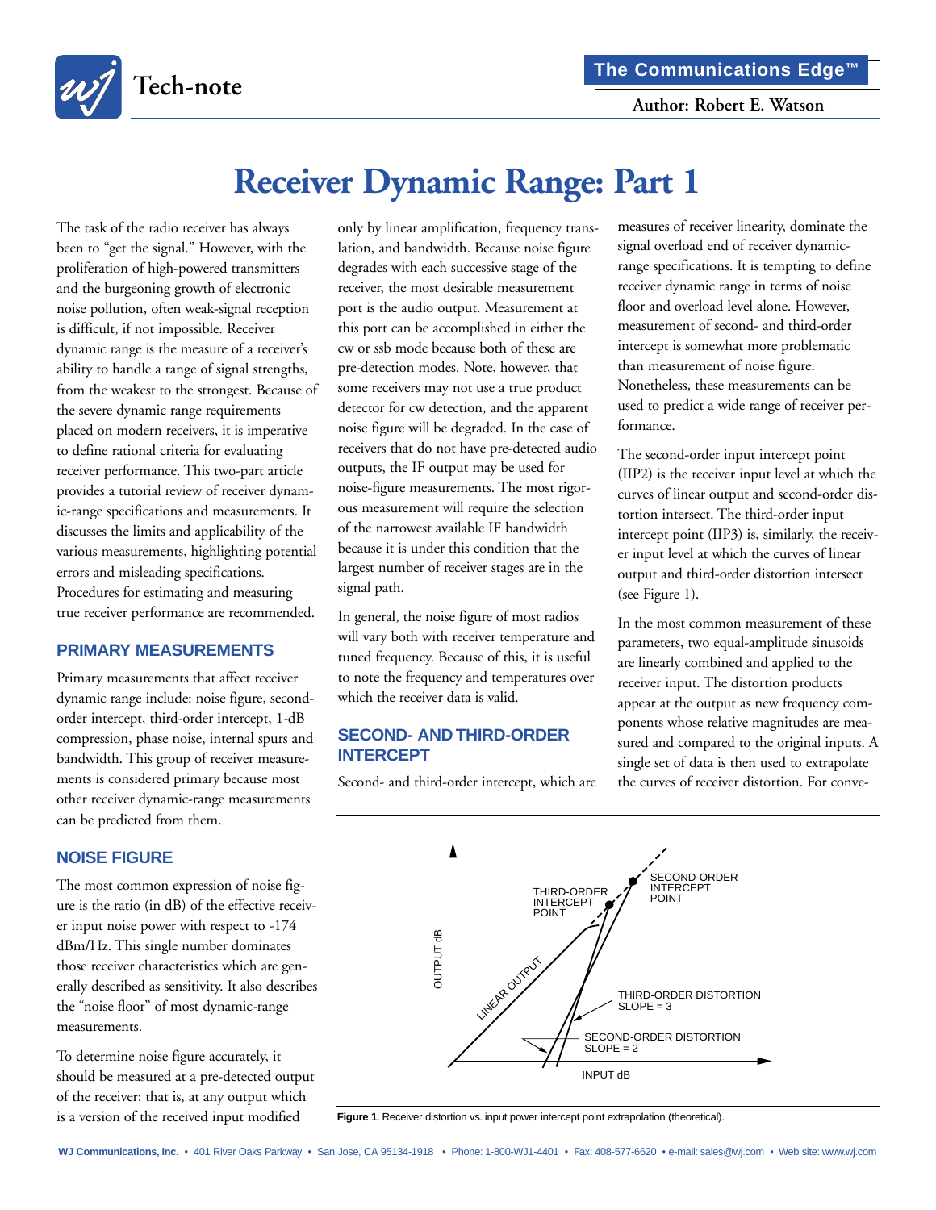# Receiver Dynamic Range: Part 1

Author: Robert E. Watson

The task of the radio receiver has always been to "get the signal." However, with the proliferation of high-powered transmitters and the burgeoning growth of electronic noise pollution, often weak-signal reception is difficult, if not impossible. Receiver dynamic range is the measure of a receiver's ability to handle a range of signal strengths, from the weakest to the strongest. Because of the severe dynamic range requirements placed on modern receivers, it is imperative to define rational criteria for evaluating receiver performance. This two-part article provides a tutorial review of receiver dynamic-range specifications and measurements. It discusses the limits and applicability of the various measurements, highlighting potential errors and misleading specifications. Procedures for estimating and measuring true receiver performance are recommended.

## PRIMARY MEASUREMENTS

Primary measurements that affect receiver dynamic range include: noise figure, second-order intercept, third-order intercept, 1-dB compression, phase noise, internal spurs and bandwidth. This group of receiver measurements is considered primary because most other receiver dynamic-range measurements can be predicted from them.

## NOISE FIGURE

The most common expression of noise figure is the ratio (in dB) of the effective receiver input noise power with respect to -174 dBm/Hz. This single number dominates those receiver characteristics which are generally described as sensitivity. It also describes the "noise floor" of most dynamic-range measurements.

To determine noise figure accurately, it should be measured at a pre-detected output of the receiver: that is, at any output which is a version of the received input modified only by linear amplification, frequency translation, and bandwidth. Because noise figure degrades with each successive stage of the receiver, the most desirable measurement port is the audio output. Measurement at this port can be accomplished in either the cw or ssb mode because both of these are pre-detection modes. Note, however, that some receivers may not use a true product detector for cw detection, and the apparent noise figure will be degraded. In the case of receivers that do not have pre-detected audio outputs, the IF output may be used for noise-figure measurements. The most rigorous measurement will require the selection of the narrowest available IF bandwidth because it is under this condition that the largest number of receiver stages are in the signal path.

In general, the noise figure of most radios will vary both with receiver temperature and tuned frequency. Because of this, it is useful to note the frequency and temperatures over which the receiver data is valid.

## SECOND- AND THIRD-ORDER INTERCEPT

Second- and third-order intercept, which are measures of receiver linearity, dominate the signal overload end of receiver dynamic-range specifications. It is tempting to define receiver dynamic range in terms of noise floor and overload level alone. However, measurement of second- and third-order intercept is somewhat more problematic than measurement of noise figure. Nonetheless, these measurements can be used to predict a wide range of receiver performance.

The second-order input intercept point (IIP2) is the receiver input level at which the curves of linear output and second-order distortion intersect. The third-order input intercept point (IIP3) is, similarly, the receiver input level at which the curves of linear output and third-order distortion intersect (see Figure 1).

In the most common measurement of these parameters, two equal-amplitude sinusoids are linearly combined and applied to the receiver input. The distortion products appear at the output as new frequency components whose relative magnitudes are measured and compared to the original inputs. A single set of data is then used to extrapolate the curves of receiver distortion. For conve-

**Figure 1**. Receiver distortion vs. input power intercept point extrapolation (theoretical).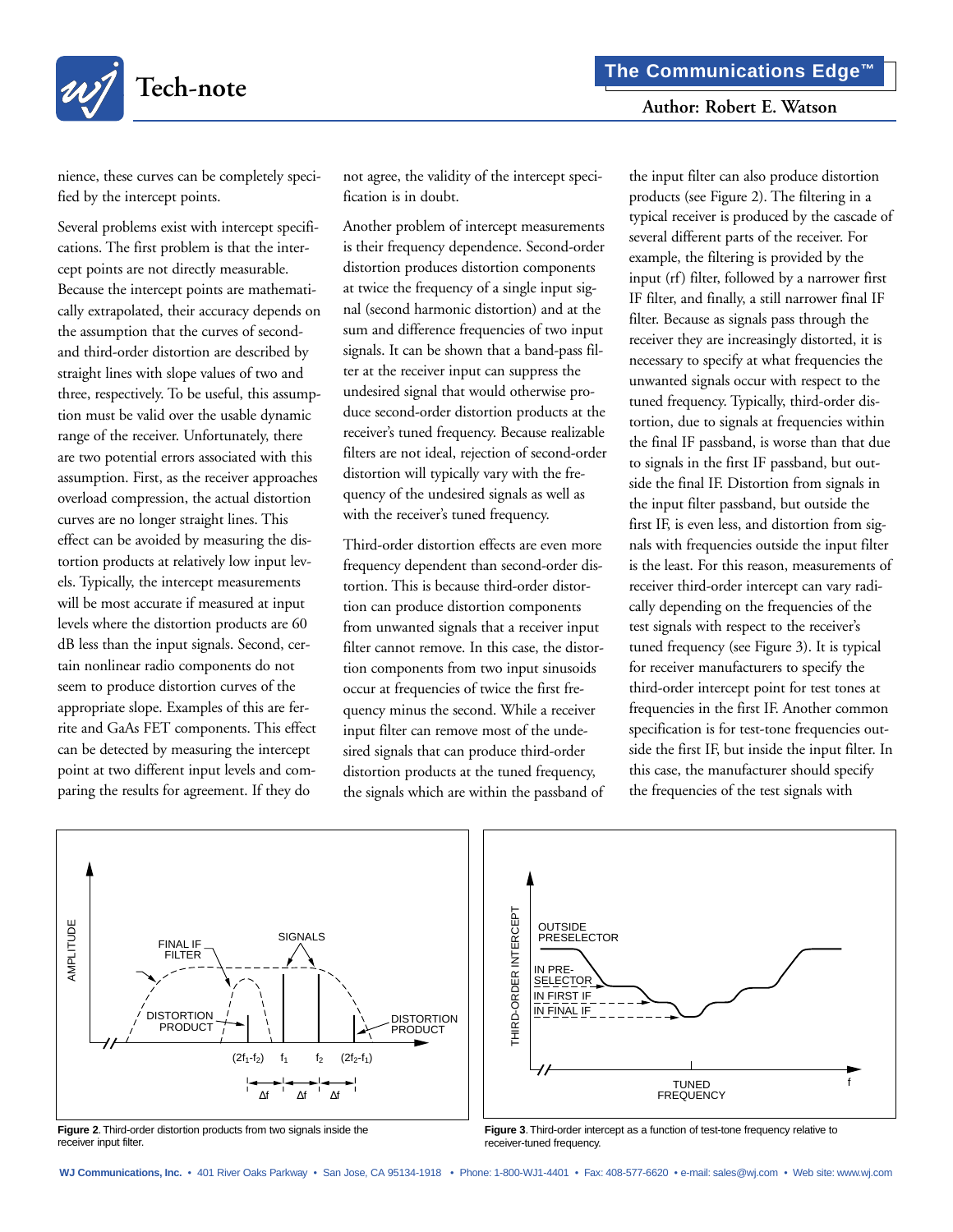nience, these curves can be completely specified by the intercept points.

Several problems exist with intercept specifications. The first problem is that the intercept points are not directly measurable. Because the intercept points are mathematically extrapolated, their accuracy depends on the assumption that the curves of second- and third-order distortion are described by straight lines with slope values of two and three, respectively. To be useful, this assumption must be valid over the usable dynamic range of the receiver. Unfortunately, there are two potential errors associated with this assumption. First, as the receiver approaches overload compression, the actual distortion curves are no longer straight lines. This effect can be avoided by measuring the distortion products at relatively low input levels. Typically, the intercept measurements will be most accurate if measured at input levels where the distortion products are 60 dB less than the input signals. Second, certain nonlinear radio components do not seem to produce distortion curves of the appropriate slope. Examples of this are ferrite and GaAs FET components. This effect can be detected by measuring the intercept point at two different input levels and comparing the results for agreement. If they do not agree, the validity of the intercept specification is in doubt.

Another problem of intercept measurements is their frequency dependence. Second-order distortion produces distortion components at twice the frequency of a single input signal (second harmonic distortion) and at the sum and difference frequencies of two input signals. It can be shown that a band-pass filter at the receiver input can suppress the undesired signal that would otherwise produce second-order distortion products at the receiver's tuned frequency. Because realizable filters are not ideal, rejection of second-order distortion will typically vary with the frequency of the undesired signals as well as with the receiver's tuned frequency.

Third-order distortion effects are even more frequency dependent than second-order distortion. This is because third-order distortion can produce distortion components from unwanted signals that a receiver input filter cannot remove. In this case, the distortion components from two input sinusoids occur at frequencies of twice the first frequency minus the second. While a receiver input filter can remove most of the undesired signals that can produce third-order distortion products at the tuned frequency, the signals which are within the passband of the input filter can also produce distortion products (see Figure 2). The filtering in a typical receiver is produced by the cascade of several different parts of the receiver. For example, the filtering is provided by the input (rf) filter, followed by a narrower first IF filter, and finally, a still narrower final IF filter. Because as signals pass through the receiver they are increasingly distorted, it is necessary to specify at what frequencies the unwanted signals occur with respect to the tuned frequency. Typically, third-order distortion, due to signals at frequencies within the final IF passband, is worse than that due to signals in the first IF passband, but outside the final IF. Distortion from signals in the input filter passband, but outside the first IF, is even less, and distortion from signals with frequencies outside the input filter is the least. For this reason, measurements of receiver third-order intercept can vary radically depending on the frequencies of the test signals with respect to the receiver's tuned frequency (see Figure 3). It is typical for receiver manufacturers to specify the third-order intercept point for test tones at frequencies in the first IF. Another common specification is for test-tone frequencies outside the first IF, but inside the input filter. In this case, the manufacturer should specify the frequencies of the test signals with

**Figure 2**. Third-order distortion products from two signals inside the receiver input filter.

**Figure 3**. Third-order intercept as a function of test-tone frequency relative to receiver-tuned frequency.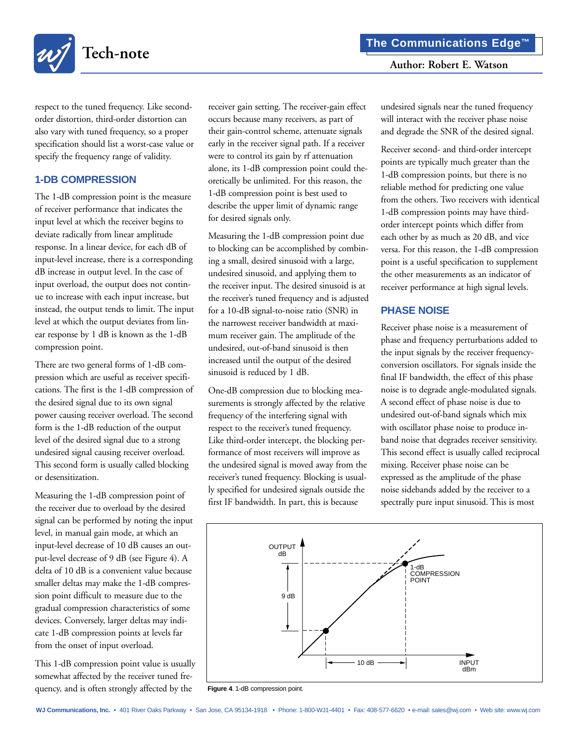respect to the tuned frequency. Like second-order distortion, third-order distortion can also vary with tuned frequency, so a proper specification should list a worst-case value or specify the frequency range of validity.

## 1-DB COMPRESSION

The 1-dB compression point is the measure of receiver performance that indicates the input level at which the receiver begins to deviate radically from linear amplitude response. In a linear device, for each dB of input-level increase, there is a corresponding dB increase in output level. In the case of input overload, the output does not continue to increase with each input increase, but instead, the output tends to limit. The input level at which the output deviates from linear response by 1 dB is known as the 1-dB compression point.

There are two general forms of 1-dB compression which are useful as receiver specifications. The first is the 1-dB compression of the desired signal due to its own signal power causing receiver overload. The second form is the 1-dB reduction of the output level of the desired signal due to a strong undesired signal causing receiver overload. This second form is usually called blocking or desensitization.

Measuring the 1-dB compression point of the receiver due to overload by the desired signal can be performed by noting the input level, in manual gain mode, at which an input-level decrease of 10 dB causes an output-level decrease of 9 dB (see Figure 4). A delta of 10 dB is a convenient value because smaller deltas may make the 1-dB compression point difficult to measure due to the gradual compression characteristics of some devices. Conversely, larger deltas may indicate 1-dB compression points at levels far from the onset of input overload.

This 1-dB compression point value is usually somewhat affected by the receiver tuned frequency, and is often strongly affected by the receiver gain setting. The receiver-gain effect occurs because many receivers, as part of their gain-control scheme, attenuate signals early in the receiver signal path. If a receiver were to control its gain by rf attenuation alone, its 1-dB compression point could theoretically be unlimited. For this reason, the 1-dB compression point is best used to describe the upper limit of dynamic range for desired signals only.

Measuring the 1-dB compression point due to blocking can be accomplished by combining a small, desired sinusoid with a large, undesired sinusoid, and applying them to the receiver input. The desired sinusoid is at the receiver's tuned frequency and is adjusted for a 10-dB signal-to-noise ratio (SNR) in the narrowest receiver bandwidth at maximum receiver gain. The amplitude of the undesired, out-of-band sinusoid is then increased until the output of the desired sinusoid is reduced by 1 dB.

One-dB compression due to blocking measurements is strongly affected by the relative frequency of the interfering signal with respect to the receiver's tuned frequency. Like third-order intercept, the blocking performance of most receivers will improve as the undesired signal is moved away from the receiver's tuned frequency. Blocking is usually specified for undesired signals outside the first IF bandwidth. In part, this is because undesired signals near the tuned frequency will interact with the receiver phase noise and degrade the SNR of the desired signal.

Receiver second- and third-order intercept points are typically much greater than the 1-dB compression points, but there is no reliable method for predicting one value from the others. Two receivers with identical 1-dB compression points may have third-order intercept points which differ from each other by as much as 20 dB, and vice versa. For this reason, the 1-dB compression point is a useful specification to supplement the other measurements as an indicator of receiver performance at high signal levels.

## PHASE NOISE

Receiver phase noise is a measurement of phase and frequency perturbations added to the input signals by the receiver frequency-conversion oscillators. For signals inside the final IF bandwidth, the effect of this phase noise is to degrade angle-modulated signals. A second effect of phase noise is due to undesired out-of-band signals which mix with oscillator phase noise to produce in-band noise that degrades receiver sensitivity. This second effect is usually called reciprocal mixing. Receiver phase noise can be expressed as the amplitude of the phase noise sidebands added by the receiver to a spectrally pure input sinusoid. This is most

**Figure 4**. 1-dB compression point.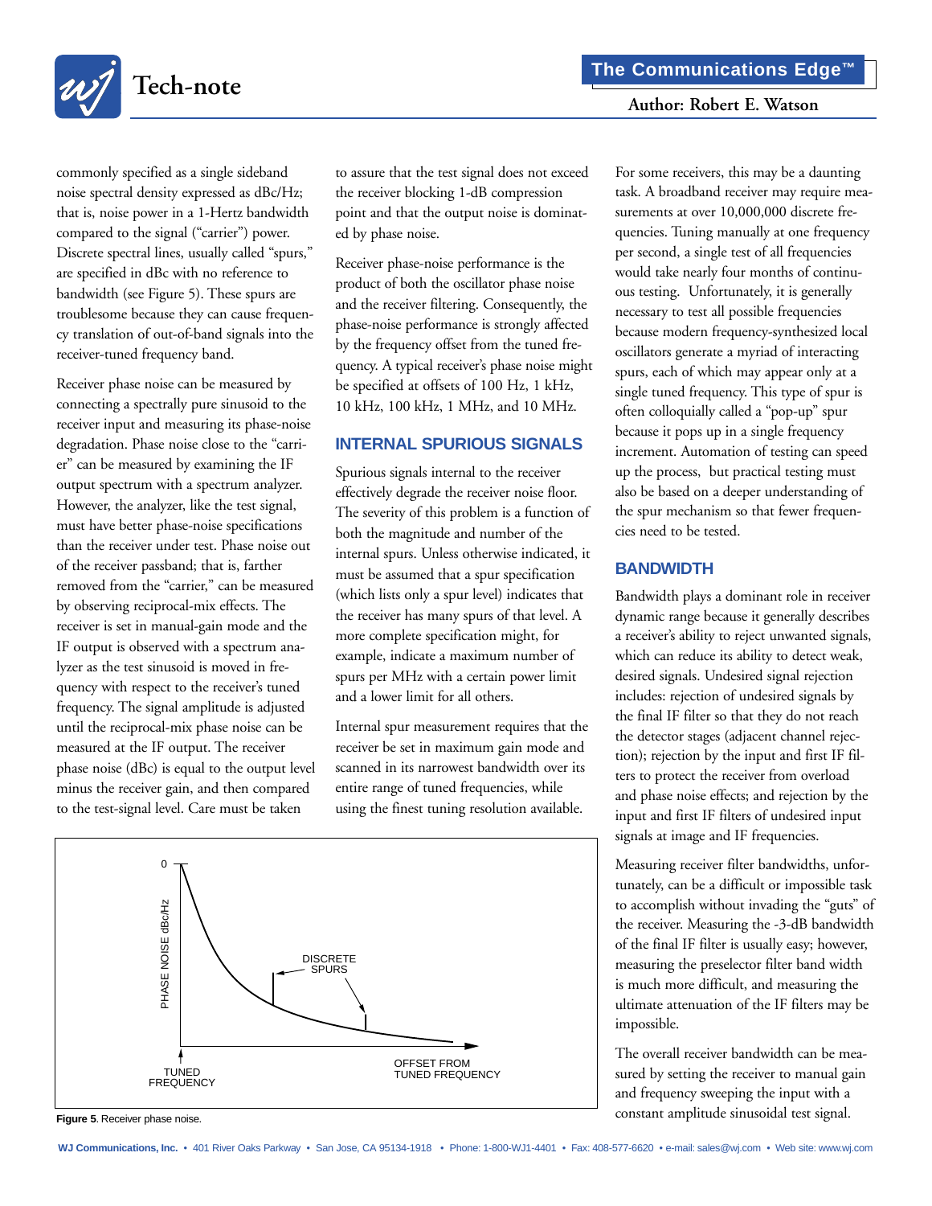commonly specified as a single sideband noise spectral density expressed as dBc/Hz; that is, noise power in a 1-Hertz bandwidth compared to the signal ("carrier") power. Discrete spectral lines, usually called "spurs," are specified in dBc with no reference to bandwidth (see Figure 5). These spurs are troublesome because they can cause frequency translation of out-of-band signals into the receiver-tuned frequency band.

Receiver phase noise can be measured by connecting a spectrally pure sinusoid to the receiver input and measuring its phase-noise degradation. Phase noise close to the "carrier" can be measured by examining the IF output spectrum with a spectrum analyzer. However, the analyzer, like the test signal, must have better phase-noise specifications than the receiver under test. Phase noise out of the receiver passband; that is, farther removed from the "carrier," can be measured by observing reciprocal-mix effects. The receiver is set in manual-gain mode and the IF output is observed with a spectrum analyzer as the test sinusoid is moved in frequency with respect to the receiver's tuned frequency. The signal amplitude is adjusted until the reciprocal-mix phase noise can be measured at the IF output. The receiver phase noise (dBc) is equal to the output level minus the receiver gain, and then compared to the test-signal level. Care must be taken to assure that the test signal does not exceed the receiver blocking 1-dB compression point and that the output noise is dominated by phase noise.

Receiver phase-noise performance is the product of both the oscillator phase noise and the receiver filtering. Consequently, the phase-noise performance is strongly affected by the frequency offset from the tuned frequency. A typical receiver's phase noise might be specified at offsets of 100 Hz, 1 kHz, 10 kHz, 100 kHz, 1 MHz, and 10 MHz.

## INTERNAL SPURIOUS SIGNALS

Spurious signals internal to the receiver effectively degrade the receiver noise floor. The severity of this problem is a function of both the magnitude and number of the internal spurs. Unless otherwise indicated, it must be assumed that a spur specification (which lists only a spur level) indicates that the receiver has many spurs of that level. A more complete specification might, for example, indicate a maximum number of spurs per MHz with a certain power limit and a lower limit for all others.

Internal spur measurement requires that the receiver be set in maximum gain mode and scanned in its narrowest bandwidth over its entire range of tuned frequencies, while using the finest tuning resolution available. For some receivers, this may be a daunting task. A broadband receiver may require measurements at over 10,000,000 discrete frequencies. Tuning manually at one frequency per second, a single test of all frequencies would take nearly four months of continuous testing. Unfortunately, it is generally necessary to test all possible frequencies because modern frequency-synthesized local oscillators generate a myriad of interacting spurs, each of which may appear only at a single tuned frequency. This type of spur is often colloquially called a "pop-up" spur because it pops up in a single frequency increment. Automation of testing can speed up the process, but practical testing must also be based on a deeper understanding of the spur mechanism so that fewer frequencies need to be tested.

**Figure 5**. Receiver phase noise.

## BANDWIDTH

Bandwidth plays a dominant role in receiver dynamic range because it generally describes a receiver's ability to reject unwanted signals, which can reduce its ability to detect weak, desired signals. Undesired signal rejection includes: rejection of undesired signals by the final IF filter so that they do not reach the detector stages (adjacent channel rejection); rejection by the input and first IF filters to protect the receiver from overload and phase noise effects; and rejection by the input and first IF filters of undesired input signals at image and IF frequencies.

Measuring receiver filter bandwidths, unfortunately, can be a difficult or impossible task to accomplish without invading the "guts" of the receiver. Measuring the -3-dB bandwidth of the final IF filter is usually easy; however, measuring the preselector filter band width is much more difficult, and measuring the ultimate attenuation of the IF filters may be impossible.

The overall receiver bandwidth can be measured by setting the receiver to manual gain and frequency sweeping the input with a constant amplitude sinusoidal test signal.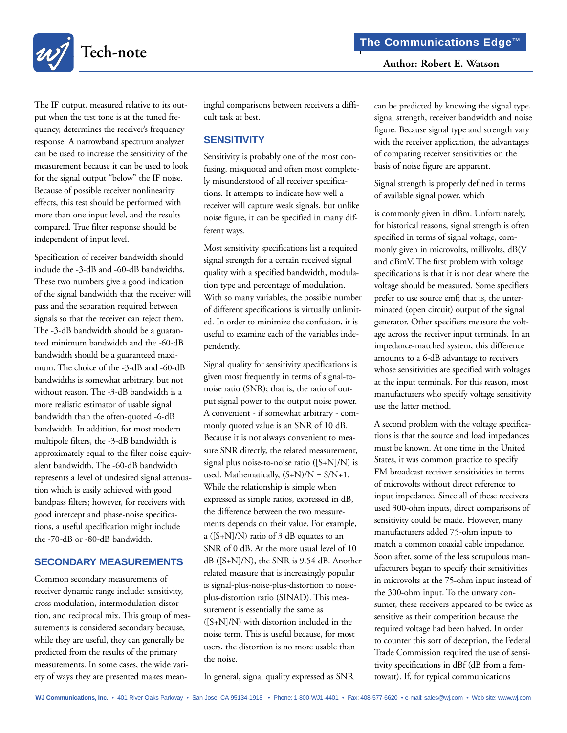The IF output, measured relative to its output when the test tone is at the tuned frequency, determines the receiver's frequency response. A narrowband spectrum analyzer can be used to increase the sensitivity of the measurement because it can be used to look for the signal output "below" the IF noise. Because of possible receiver nonlinearity effects, this test should be performed with more than one input level, and the results compared. True filter response should be independent of input level.

Specification of receiver bandwidth should include the -3-dB and -60-dB bandwidths. These two numbers give a good indication of the signal bandwidth that the receiver will pass and the separation required between signals so that the receiver can reject them. The -3-dB bandwidth should be a guaranteed minimum bandwidth and the -60-dB bandwidth should be a guaranteed maximum. The choice of the -3-dB and -60-dB bandwidths is somewhat arbitrary, but not without reason. The -3-dB bandwidth is a more realistic estimator of usable signal bandwidth than the often-quoted -6-dB bandwidth. In addition, for most modern multipole filters, the -3-dB bandwidth is approximately equal to the filter noise equivalent bandwidth. The -60-dB bandwidth represents a level of undesired signal attenuation which is easily achieved with good bandpass filters; however, for receivers with good intercept and phase-noise specifications, a useful specification might include the -70-dB or -80-dB bandwidth.

## SECONDARY MEASUREMENTS

Common secondary measurements of receiver dynamic range include: sensitivity, cross modulation, intermodulation distortion, and reciprocal mix. This group of measurements is considered secondary because, while they are useful, they can generally be predicted from the results of the primary measurements. In some cases, the wide variety of ways they are presented makes meaningful comparisons between receivers a difficult task at best.

## SENSITIVITY

Sensitivity is probably one of the most confusing, misquoted and often most completely misunderstood of all receiver specifications. It attempts to indicate how well a receiver will capture weak signals, but unlike noise figure, it can be specified in many different ways.

Most sensitivity specifications list a required signal strength for a certain received signal quality with a specified bandwidth, modulation type and percentage of modulation. With so many variables, the possible number of different specifications is virtually unlimited. In order to minimize the confusion, it is useful to examine each of the variables independently.

Signal quality for sensitivity specifications is given most frequently in terms of signal-to-noise ratio (SNR); that is, the ratio of output signal power to the output noise power. A convenient - if somewhat arbitrary - commonly quoted value is an SNR of 10 dB. Because it is not always convenient to measure SNR directly, the related measurement, signal plus noise-to-noise ratio ([S+N]/N) is used. Mathematically, $(S+N)/N = S/N+1$. While the relationship is simple when expressed as simple ratios, expressed in dB, the difference between the two measurements depends on their value. For example, a ([S+N]/N) ratio of 3 dB equates to an SNR of 0 dB. At the more usual level of 10 dB ([S+N]/N), the SNR is 9.54 dB. Another related measure that is increasingly popular is signal-plus-noise-plus-distortion to noise-plus-distortion ratio (SINAD). This measurement is essentially the same as ([S+N]/N) with distortion included in the noise term. This is useful because, for most users, the distortion is no more usable than the noise.

In general, signal quality expressed as SNR can be predicted by knowing the signal type, signal strength, receiver bandwidth and noise figure. Because signal type and strength vary with the receiver application, the advantages of comparing receiver sensitivities on the basis of noise figure are apparent.

Signal strength is properly defined in terms of available signal power, which

is commonly given in dBm. Unfortunately, for historical reasons, signal strength is often specified in terms of signal voltage, commonly given in microvolts, millivolts, dB(V and dBmV. The first problem with voltage specifications is that it is not clear where the voltage should be measured. Some specifiers prefer to use source emf; that is, the unterminated (open circuit) output of the signal generator. Other specifiers measure the voltage across the receiver input terminals. In an impedance-matched system, this difference amounts to a 6-dB advantage to receivers whose sensitivities are specified with voltages at the input terminals. For this reason, most manufacturers who specify voltage sensitivity use the latter method.

A second problem with the voltage specifications is that the source and load impedances must be known. At one time in the United States, it was common practice to specify FM broadcast receiver sensitivities in terms of microvolts without direct reference to input impedance. Since all of these receivers used 300-ohm inputs, direct comparisons of sensitivity could be made. However, many manufacturers added 75-ohm inputs to match a common coaxial cable impedance. Soon after, some of the less scrupulous manufacturers began to specify their sensitivities in microvolts at the 75-ohm input instead of the 300-ohm input. To the unwary consumer, these receivers appeared to be twice as sensitive as their competition because the required voltage had been halved. In order to counter this sort of deception, the Federal Trade Commission required the use of sensitivity specifications in dBf (dB from a femtowatt). If, for typical communications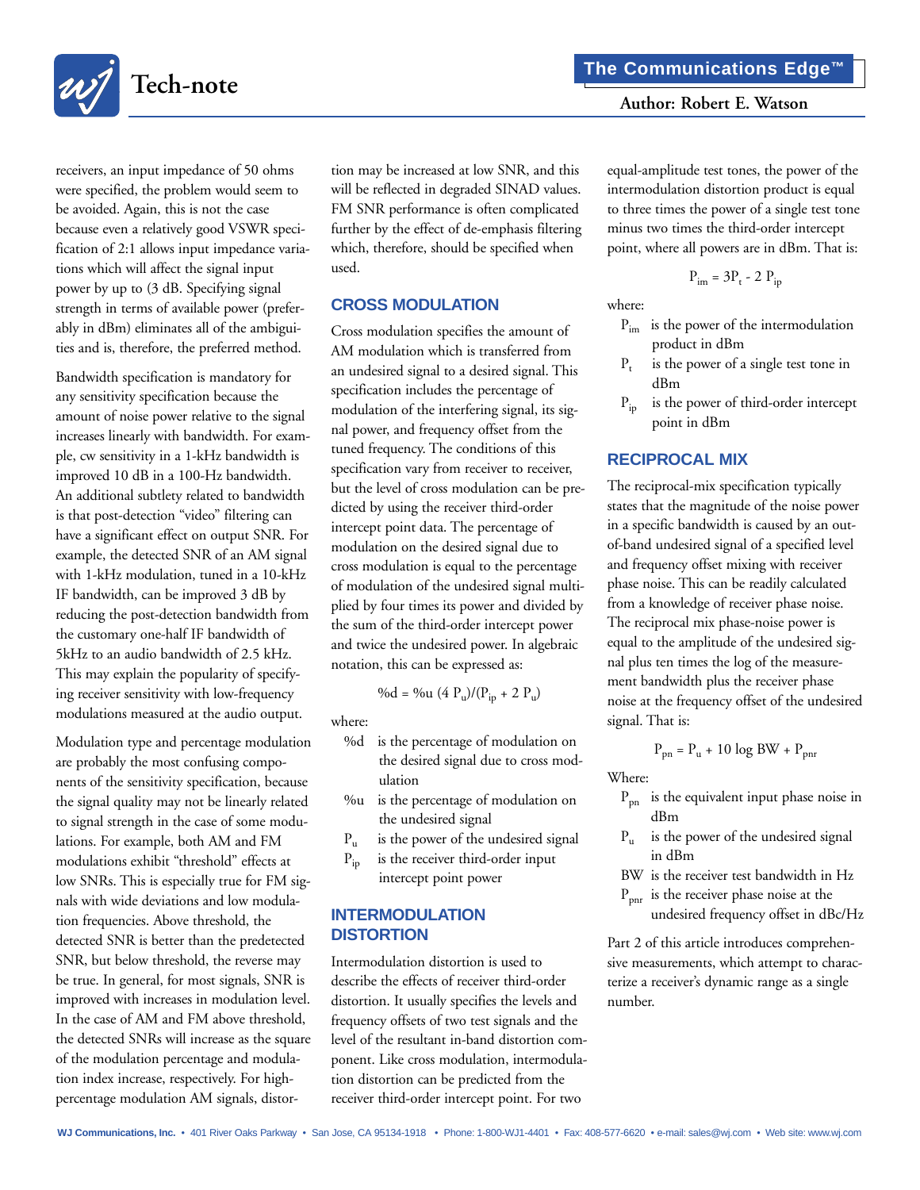receivers, an input impedance of 50 ohms were specified, the problem would seem to be avoided. Again, this is not the case because even a relatively good VSWR specification of 2:1 allows input impedance variations which will affect the signal input power by up to (3 dB. Specifying signal strength in terms of available power (preferably in dBm) eliminates all of the ambiguities and is, therefore, the preferred method.

Bandwidth specification is mandatory for any sensitivity specification because the amount of noise power relative to the signal increases linearly with bandwidth. For example, cw sensitivity in a 1-kHz bandwidth is improved 10 dB in a 100-Hz bandwidth. An additional subtlety related to bandwidth is that post-detection "video" filtering can have a significant effect on output SNR. For example, the detected SNR of an AM signal with 1-kHz modulation, tuned in a 10-kHz IF bandwidth, can be improved 3 dB by reducing the post-detection bandwidth from the customary one-half IF bandwidth of 5kHz to an audio bandwidth of 2.5 kHz. This may explain the popularity of specifying receiver sensitivity with low-frequency modulations measured at the audio output.

Modulation type and percentage modulation are probably the most confusing components of the sensitivity specification, because the signal quality may not be linearly related to signal strength in the case of some modulations. For example, both AM and FM modulations exhibit "threshold" effects at low SNRs. This is especially true for FM signals with wide deviations and low modulation frequencies. Above threshold, the detected SNR is better than the predetected SNR, but below threshold, the reverse may be true. In general, for most signals, SNR is improved with increases in modulation level. In the case of AM and FM above threshold, the detected SNRs will increase as the square of the modulation percentage and modulation index increase, respectively. For high-percentage modulation AM signals, distortion may be increased at low SNR, and this will be reflected in degraded SINAD values. FM SNR performance is often complicated further by the effect of de-emphasis filtering which, therefore, should be specified when used.

## CROSS MODULATION

Cross modulation specifies the amount of AM modulation which is transferred from an undesired signal to a desired signal. This specification includes the percentage of modulation of the interfering signal, its signal power, and frequency offset from the tuned frequency. The conditions of this specification vary from receiver to receiver, but the level of cross modulation can be predicted by using the receiver third-order intercept point data. The percentage of modulation on the desired signal due to cross modulation is equal to the percentage of modulation of the undesired signal multiplied by four times its power and divided by the sum of the third-order intercept power and twice the undesired power. In algebraic notation, this can be expressed as:

$$\%d = \%u\ (4\ P_u)/(P_{ip} + 2\ P_u)$$

where:

- %d is the percentage of modulation on the desired signal due to cross modulation
- %u is the percentage of modulation on the undesired signal
- $P_u$ is the power of the undesired signal
- $P_{ip}$ is the receiver third-order input intercept point power

## INTERMODULATION DISTORTION

Intermodulation distortion is used to describe the effects of receiver third-order distortion. It usually specifies the levels and frequency offsets of two test signals and the level of the resultant in-band distortion component. Like cross modulation, intermodulation distortion can be predicted from the receiver third-order intercept point. For two equal-amplitude test tones, the power of the intermodulation distortion product is equal to three times the power of a single test tone minus two times the third-order intercept point, where all powers are in dBm. That is:

$$P_{im} = 3P_t - 2\ P_{ip}$$

where:

- $P_{im}$ is the power of the intermodulation product in dBm
- $P_t$ is the power of a single test tone in dBm
- $P_{ip}$ is the power of third-order intercept point in dBm

## RECIPROCAL MIX

The reciprocal-mix specification typically states that the magnitude of the noise power in a specific bandwidth is caused by an out-of-band undesired signal of a specified level and frequency offset mixing with receiver phase noise. This can be readily calculated from a knowledge of receiver phase noise. The reciprocal mix phase-noise power is equal to the amplitude of the undesired signal plus ten times the log of the measurement bandwidth plus the receiver phase noise at the frequency offset of the undesired signal. That is:

$$P_{pn} = P_u + 10 \log BW + P_{pnr}$$

Where:

- $P_{pn}$ is the equivalent input phase noise in dBm
- $P_u$ is the power of the undesired signal in dBm
- BW is the receiver test bandwidth in Hz
- $P_{pnr}$ is the receiver phase noise at the undesired frequency offset in dBc/Hz

Part 2 of this article introduces comprehensive measurements, which attempt to characterize a receiver's dynamic range as a single number.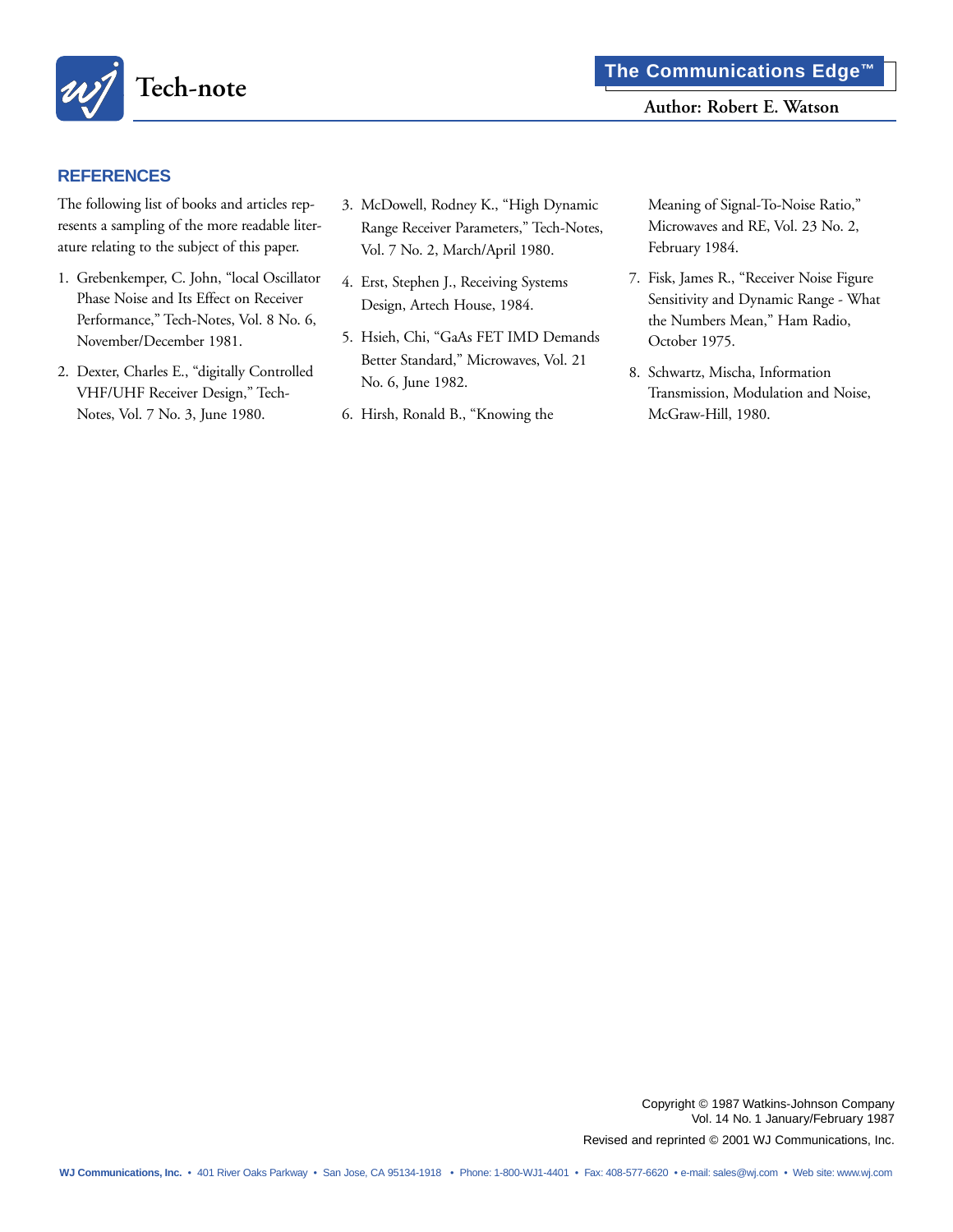## REFERENCES

The following list of books and articles represents a sampling of the more readable literature relating to the subject of this paper.

1. Grebenkemper, C. John, "local Oscillator Phase Noise and Its Effect on Receiver Performance," Tech-Notes, Vol. 8 No. 6, November/December 1981.
2. Dexter, Charles E., "digitally Controlled VHF/UHF Receiver Design," Tech-Notes, Vol. 7 No. 3, June 1980.
3. McDowell, Rodney K., "High Dynamic Range Receiver Parameters," Tech-Notes, Vol. 7 No. 2, March/April 1980.
4. Erst, Stephen J., Receiving Systems Design, Artech House, 1984.
5. Hsieh, Chi, "GaAs FET IMD Demands Better Standard," Microwaves, Vol. 21 No. 6, June 1982.
6. Hirsh, Ronald B., "Knowing the Meaning of Signal-To-Noise Ratio," Microwaves and RE, Vol. 23 No. 2, February 1984.
7. Fisk, James R., "Receiver Noise Figure Sensitivity and Dynamic Range - What the Numbers Mean," Ham Radio, October 1975.
8. Schwartz, Mischa, Information Transmission, Modulation and Noise, McGraw-Hill, 1980.

Copyright © 1987 Watkins-Johnson Company
Vol. 14 No. 1 January/February 1987

Revised and reprinted © 2001 WJ Communications, Inc.